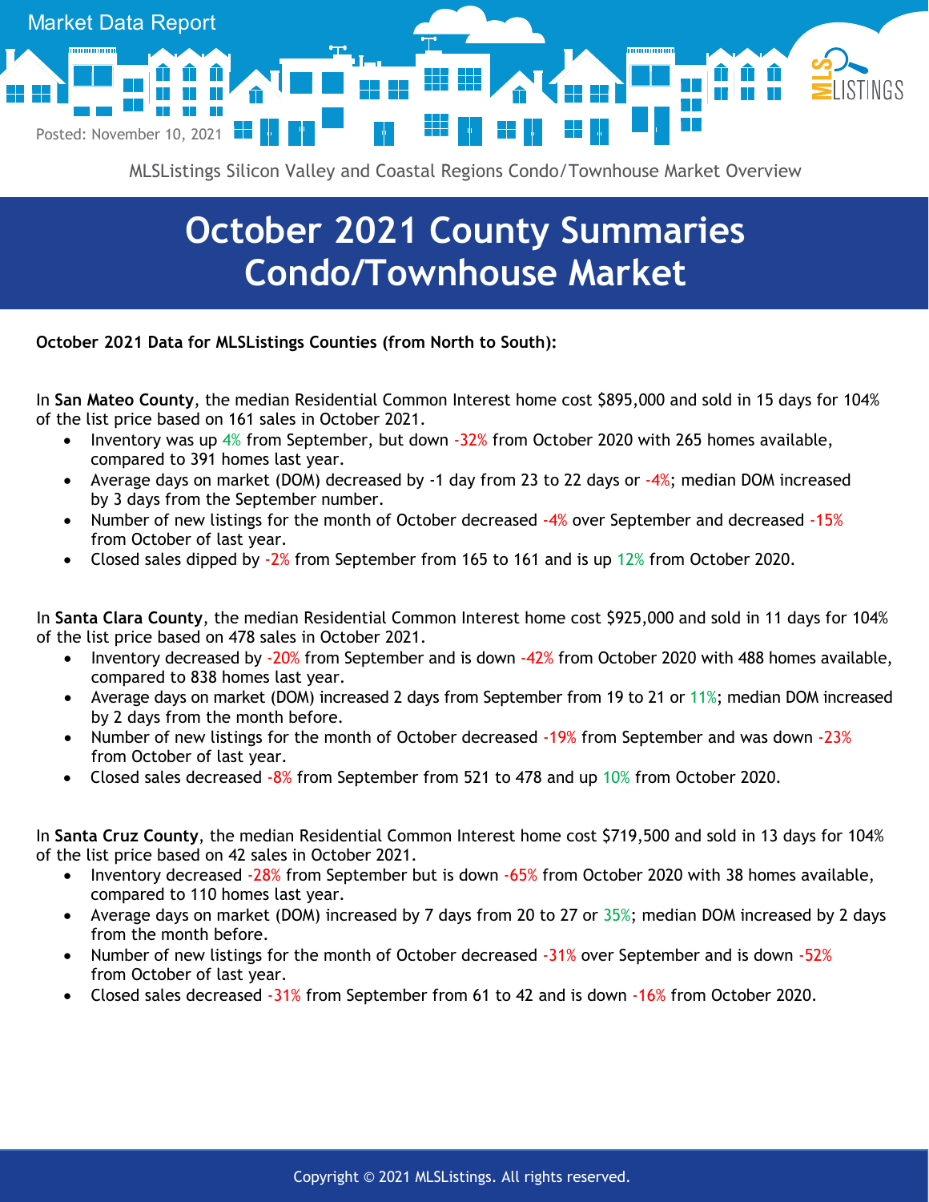Market Data Report

Posted: November 10, 2021

MLSListings Silicon Valley and Coastal Regions Condo/Townhouse Market Overview

# October 2021 County Summaries Condo/Townhouse Market

**October 2021 Data for MLSListings Counties (from North to South):**

In **San Mateo County**, the median Residential Common Interest home cost $895,000 and sold in 15 days for 104% of the list price based on 161 sales in October 2021.

- Inventory was up 4% from September, but down -32% from October 2020 with 265 homes available, compared to 391 homes last year.
- Average days on market (DOM) decreased by -1 day from 23 to 22 days or -4%; median DOM increased by 3 days from the September number.
- Number of new listings for the month of October decreased -4% over September and decreased -15% from October of last year.
- Closed sales dipped by -2% from September from 165 to 161 and is up 12% from October 2020.

In **Santa Clara County**, the median Residential Common Interest home cost $925,000 and sold in 11 days for 104% of the list price based on 478 sales in October 2021.

- Inventory decreased by -20% from September and is down -42% from October 2020 with 488 homes available, compared to 838 homes last year.
- Average days on market (DOM) increased 2 days from September from 19 to 21 or 11%; median DOM increased by 2 days from the month before.
- Number of new listings for the month of October decreased -19% from September and was down -23% from October of last year.
- Closed sales decreased -8% from September from 521 to 478 and up 10% from October 2020.

In **Santa Cruz County**, the median Residential Common Interest home cost $719,500 and sold in 13 days for 104% of the list price based on 42 sales in October 2021.

- Inventory decreased -28% from September but is down -65% from October 2020 with 38 homes available, compared to 110 homes last year.
- Average days on market (DOM) increased by 7 days from 20 to 27 or 35%; median DOM increased by 2 days from the month before.
- Number of new listings for the month of October decreased -31% over September and is down -52% from October of last year.
- Closed sales decreased -31% from September from 61 to 42 and is down -16% from October 2020.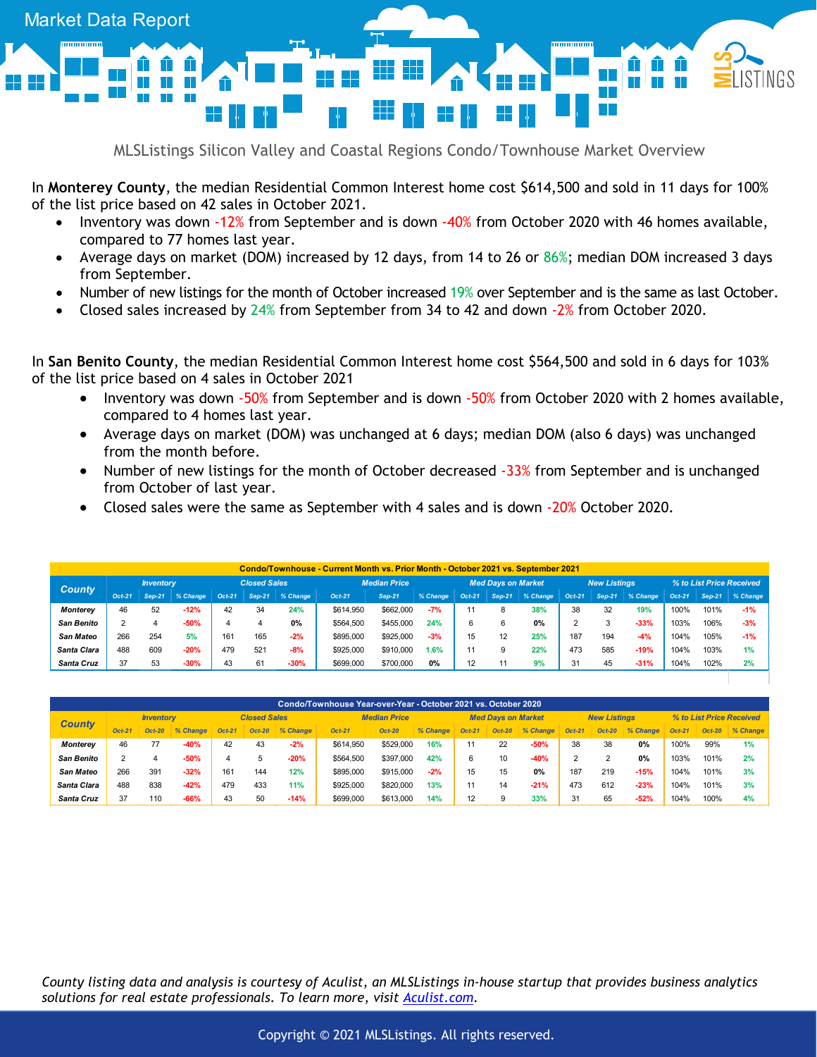# Market Data Report

MLSListings Silicon Valley and Coastal Regions Condo/Townhouse Market Overview

In **Monterey County**, the median Residential Common Interest home cost $614,500 and sold in 11 days for 100% of the list price based on 42 sales in October 2021.

- Inventory was down -12% from September and is down -40% from October 2020 with 46 homes available, compared to 77 homes last year.
- Average days on market (DOM) increased by 12 days, from 14 to 26 or 86%; median DOM increased 3 days from September.
- Number of new listings for the month of October increased 19% over September and is the same as last October.
- Closed sales increased by 24% from September from 34 to 42 and down -2% from October 2020.

In **San Benito County**, the median Residential Common Interest home cost $564,500 and sold in 6 days for 103% of the list price based on 4 sales in October 2021

- Inventory was down -50% from September and is down -50% from October 2020 with 2 homes available, compared to 4 homes last year.
- Average days on market (DOM) was unchanged at 6 days; median DOM (also 6 days) was unchanged from the month before.
- Number of new listings for the month of October decreased -33% from September and is unchanged from October of last year.
- Closed sales were the same as September with 4 sales and is down -20% October 2020.

**Condo/Townhouse - Current Month vs. Prior Month - October 2021 vs. September 2021**

| County | Inventory | | | Closed Sales | | | Median Price | | | Med Days on Market | | | New Listings | | | % to List Price Received | | |
|---|---|---|---|---|---|---|---|---|---|---|---|---|---|---|---|---|---|---|
| | Oct-21 | Sep-21 | % Change | Oct-21 | Sep-21 | % Change | Oct-21 | Sep-21 | % Change | Oct-21 | Sep-21 | % Change | Oct-21 | Sep-21 | % Change | Oct-21 | Sep-21 | % Change |
| Monterey | 46 | 52 | -12% | 42 | 34 | 24% | $614,950 | $662,000 | -7% | 11 | 8 | 38% | 38 | 32 | 19% | 100% | 101% | -1% |
| San Benito | 2 | 4 | -50% | 4 | 4 | 0% | $564,500 | $455,000 | 24% | 6 | 6 | 0% | 2 | 3 | -33% | 103% | 106% | -3% |
| San Mateo | 266 | 254 | 5% | 161 | 165 | -2% | $895,000 | $925,000 | -3% | 15 | 12 | 25% | 187 | 194 | -4% | 104% | 105% | -1% |
| Santa Clara | 488 | 609 | -20% | 479 | 521 | -8% | $925,000 | $910,000 | 1.6% | 11 | 9 | 22% | 473 | 585 | -19% | 104% | 103% | 1% |
| Santa Cruz | 37 | 53 | -30% | 43 | 61 | -30% | $699,000 | $700,000 | 0% | 12 | 11 | 9% | 31 | 45 | -31% | 104% | 102% | 2% |

**Condo/Townhouse Year-over-Year - October 2021 vs. October 2020**

| County | Inventory | | | Closed Sales | | | Median Price | | | Med Days on Market | | | New Listings | | | % to List Price Received | | |
|---|---|---|---|---|---|---|---|---|---|---|---|---|---|---|---|---|---|---|
| | Oct-21 | Oct-20 | % Change | Oct-21 | Oct-20 | % Change | Oct-21 | Oct-20 | % Change | Oct-21 | Oct-20 | % Change | Oct-21 | Oct-20 | % Change | Oct-21 | Oct-20 | % Change |
| Monterey | 46 | 77 | -40% | 42 | 43 | -2% | $614,950 | $529,000 | 16% | 11 | 22 | -50% | 38 | 38 | 0% | 100% | 99% | 1% |
| San Benito | 2 | 4 | -50% | 4 | 5 | -20% | $564,500 | $397,000 | 42% | 6 | 10 | -40% | 2 | 2 | 0% | 103% | 101% | 2% |
| San Mateo | 266 | 391 | -32% | 161 | 144 | 12% | $895,000 | $915,000 | -2% | 15 | 15 | 0% | 187 | 219 | -15% | 104% | 101% | 3% |
| Santa Clara | 488 | 838 | -42% | 479 | 433 | 11% | $925,000 | $820,000 | 13% | 11 | 14 | -21% | 473 | 612 | -23% | 104% | 101% | 3% |
| Santa Cruz | 37 | 110 | -66% | 43 | 50 | -14% | $699,000 | $613,000 | 14% | 12 | 9 | 33% | 31 | 65 | -52% | 104% | 100% | 4% |

*County listing data and analysis is courtesy of Aculist, an MLSListings in-house startup that provides business analytics solutions for real estate professionals. To learn more, visit [Aculist.com](Aculist.com).*

Copyright © 2021 MLSListings. All rights reserved.